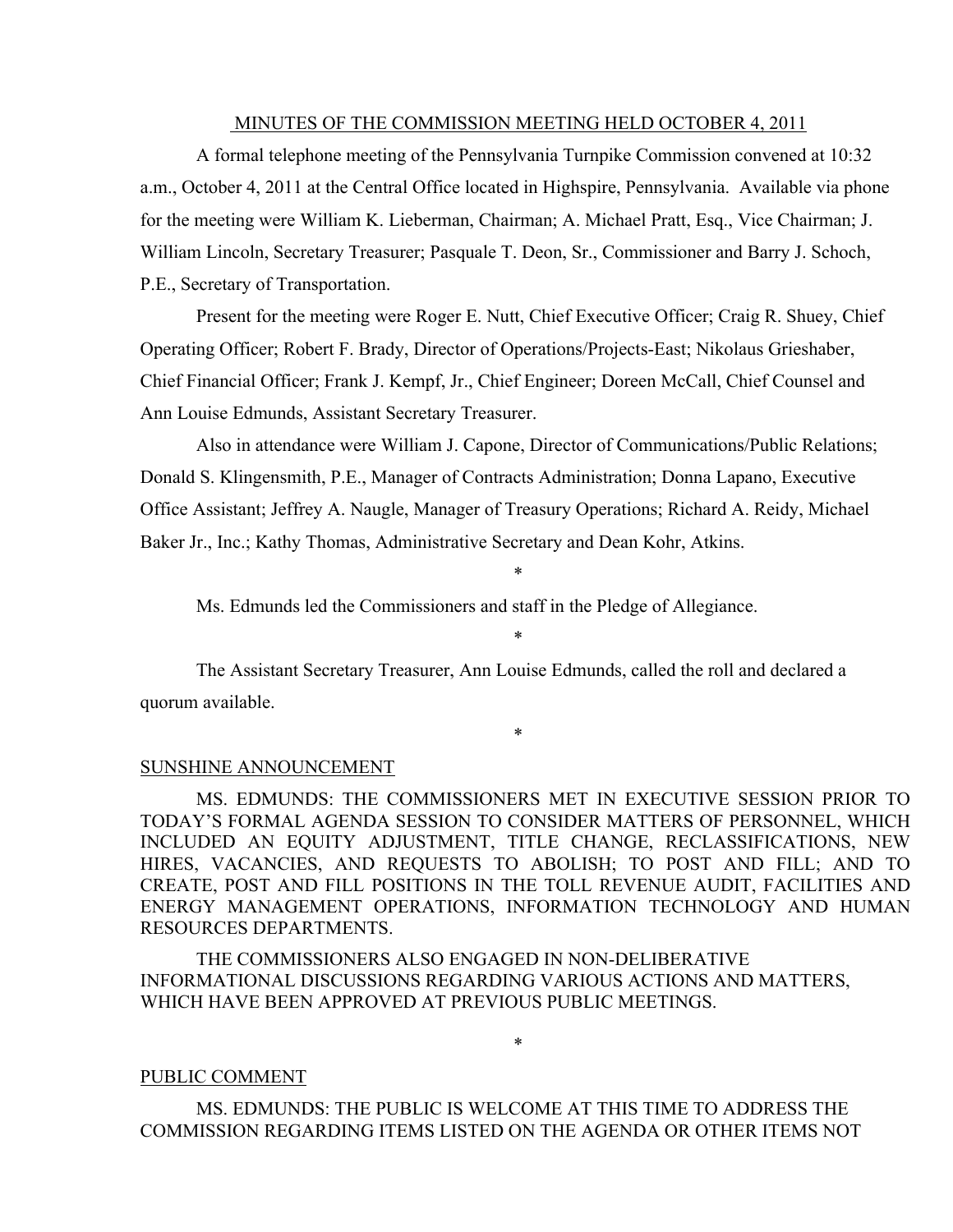MINUTES OF THE COMMISSION MEETING HELD OCTOBER 4, 2011

A formal telephone meeting of the Pennsylvania Turnpike Commission convened at 10:32 a.m., October 4, 2011 at the Central Office located in Highspire, Pennsylvania. Available via phone for the meeting were William K. Lieberman, Chairman; A. Michael Pratt, Esq., Vice Chairman; J. William Lincoln, Secretary Treasurer; Pasquale T. Deon, Sr., Commissioner and Barry J. Schoch, P.E., Secretary of Transportation.

Present for the meeting were Roger E. Nutt, Chief Executive Officer; Craig R. Shuey, Chief Operating Officer; Robert F. Brady, Director of Operations/Projects-East; Nikolaus Grieshaber, Chief Financial Officer; Frank J. Kempf, Jr., Chief Engineer; Doreen McCall, Chief Counsel and Ann Louise Edmunds, Assistant Secretary Treasurer.

Also in attendance were William J. Capone, Director of Communications/Public Relations; Donald S. Klingensmith, P.E., Manager of Contracts Administration; Donna Lapano, Executive Office Assistant; Jeffrey A. Naugle, Manager of Treasury Operations; Richard A. Reidy, Michael Baker Jr., Inc.; Kathy Thomas, Administrative Secretary and Dean Kohr, Atkins.

*

Ms. Edmunds led the Commissioners and staff in the Pledge of Allegiance.

*

The Assistant Secretary Treasurer, Ann Louise Edmunds, called the roll and declared a quorum available.

*

SUNSHINE ANNOUNCEMENT

MS. EDMUNDS: THE COMMISSIONERS MET IN EXECUTIVE SESSION PRIOR TO TODAY'S FORMAL AGENDA SESSION TO CONSIDER MATTERS OF PERSONNEL, WHICH INCLUDED AN EQUITY ADJUSTMENT, TITLE CHANGE, RECLASSIFICATIONS, NEW HIRES, VACANCIES, AND REQUESTS TO ABOLISH; TO POST AND FILL; AND TO CREATE, POST AND FILL POSITIONS IN THE TOLL REVENUE AUDIT, FACILITIES AND ENERGY MANAGEMENT OPERATIONS, INFORMATION TECHNOLOGY AND HUMAN RESOURCES DEPARTMENTS.

THE COMMISSIONERS ALSO ENGAGED IN NON-DELIBERATIVE INFORMATIONAL DISCUSSIONS REGARDING VARIOUS ACTIONS AND MATTERS, WHICH HAVE BEEN APPROVED AT PREVIOUS PUBLIC MEETINGS.

*

PUBLIC COMMENT

MS. EDMUNDS: THE PUBLIC IS WELCOME AT THIS TIME TO ADDRESS THE COMMISSION REGARDING ITEMS LISTED ON THE AGENDA OR OTHER ITEMS NOT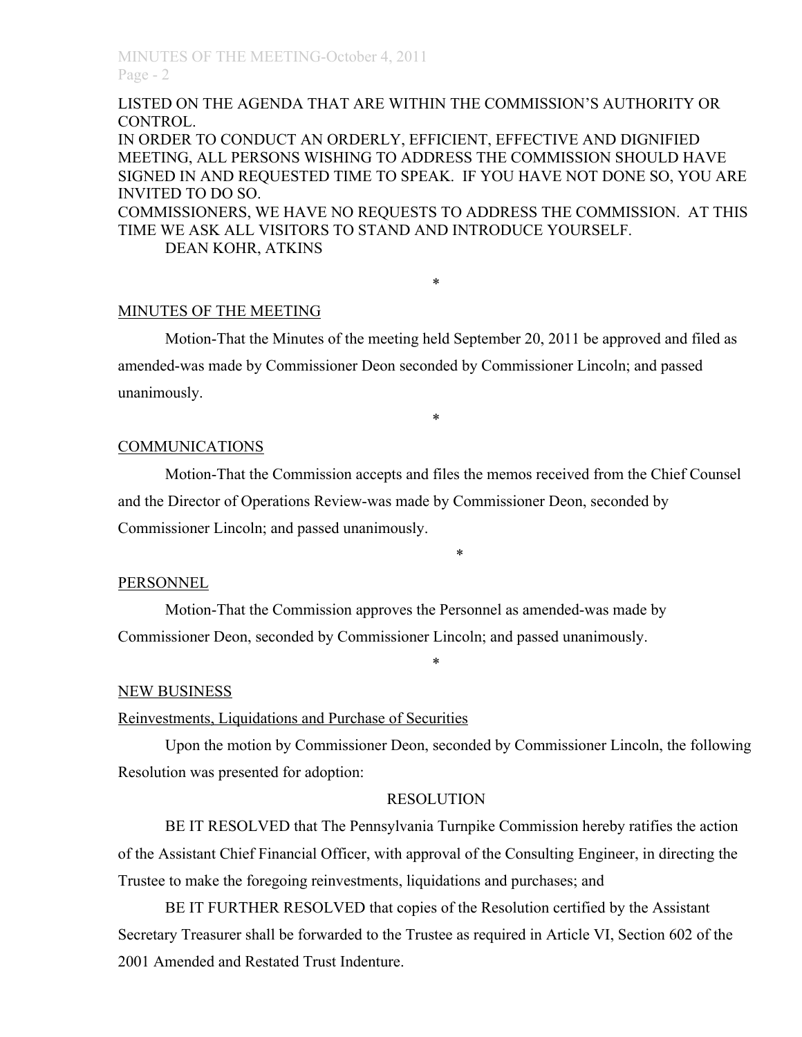LISTED ON THE AGENDA THAT ARE WITHIN THE COMMISSION'S AUTHORITY OR CONTROL.

IN ORDER TO CONDUCT AN ORDERLY, EFFICIENT, EFFECTIVE AND DIGNIFIED MEETING, ALL PERSONS WISHING TO ADDRESS THE COMMISSION SHOULD HAVE SIGNED IN AND REQUESTED TIME TO SPEAK. IF YOU HAVE NOT DONE SO, YOU ARE INVITED TO DO SO.

COMMISSIONERS, WE HAVE NO REQUESTS TO ADDRESS THE COMMISSION. AT THIS TIME WE ASK ALL VISITORS TO STAND AND INTRODUCE YOURSELF.

DEAN KOHR, ATKINS

*

MINUTES OF THE MEETING

Motion-That the Minutes of the meeting held September 20, 2011 be approved and filed as amended-was made by Commissioner Deon seconded by Commissioner Lincoln; and passed unanimously.

*

COMMUNICATIONS

Motion-That the Commission accepts and files the memos received from the Chief Counsel and the Director of Operations Review-was made by Commissioner Deon, seconded by Commissioner Lincoln; and passed unanimously.

*

PERSONNEL

Motion-That the Commission approves the Personnel as amended-was made by Commissioner Deon, seconded by Commissioner Lincoln; and passed unanimously.

*

NEW BUSINESS

Reinvestments, Liquidations and Purchase of Securities

Upon the motion by Commissioner Deon, seconded by Commissioner Lincoln, the following Resolution was presented for adoption:

RESOLUTION

BE IT RESOLVED that The Pennsylvania Turnpike Commission hereby ratifies the action of the Assistant Chief Financial Officer, with approval of the Consulting Engineer, in directing the Trustee to make the foregoing reinvestments, liquidations and purchases; and

BE IT FURTHER RESOLVED that copies of the Resolution certified by the Assistant Secretary Treasurer shall be forwarded to the Trustee as required in Article VI, Section 602 of the 2001 Amended and Restated Trust Indenture.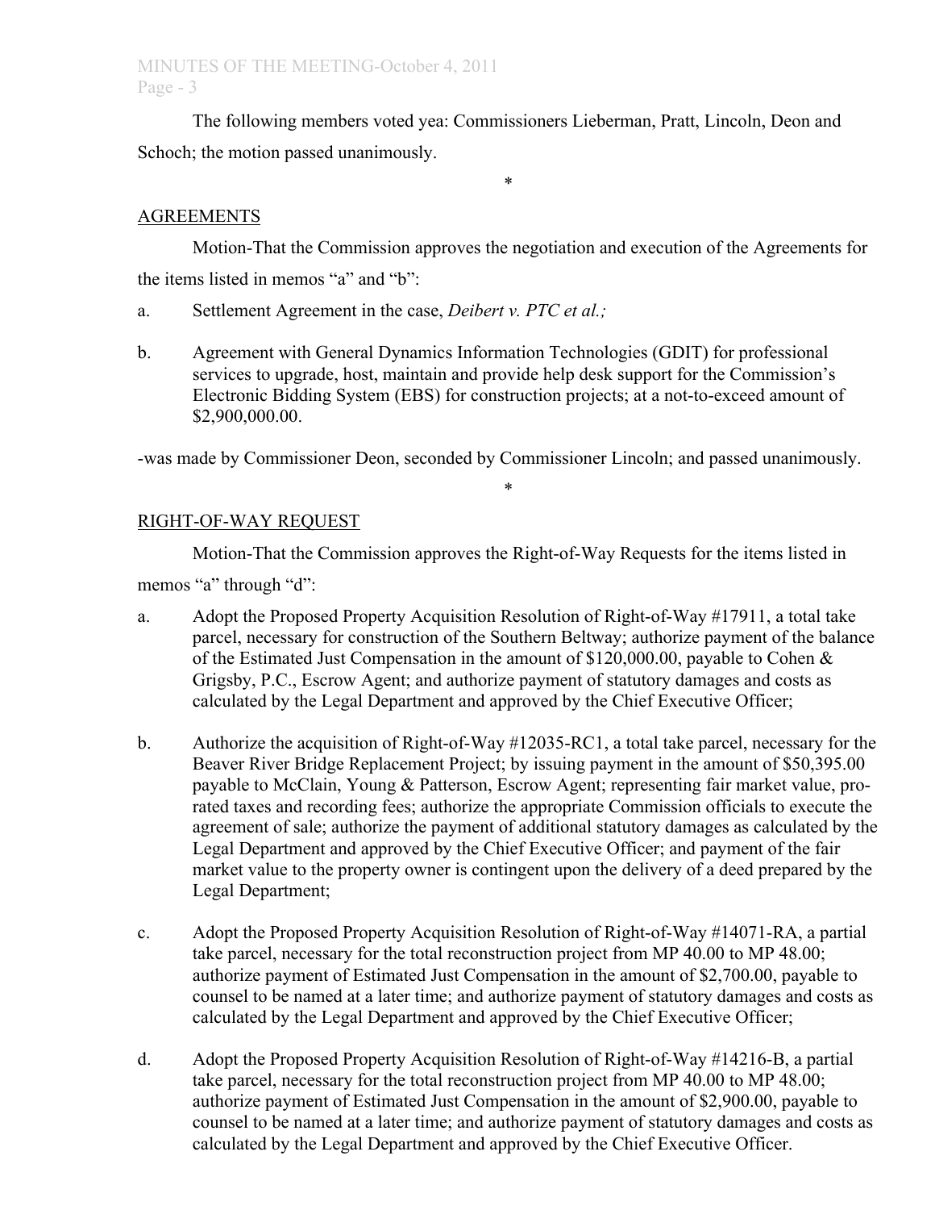The following members voted yea: Commissioners Lieberman, Pratt, Lincoln, Deon and Schoch; the motion passed unanimously.

*

AGREEMENTS

Motion-That the Commission approves the negotiation and execution of the Agreements for the items listed in memos "a" and "b":

a. Settlement Agreement in the case, *Deibert v. PTC et al.;*

b. Agreement with General Dynamics Information Technologies (GDIT) for professional services to upgrade, host, maintain and provide help desk support for the Commission's Electronic Bidding System (EBS) for construction projects; at a not-to-exceed amount of $2,900,000.00.

-was made by Commissioner Deon, seconded by Commissioner Lincoln; and passed unanimously.

*

RIGHT-OF-WAY REQUEST

Motion-That the Commission approves the Right-of-Way Requests for the items listed in memos "a" through "d":

a. Adopt the Proposed Property Acquisition Resolution of Right-of-Way #17911, a total take parcel, necessary for construction of the Southern Beltway; authorize payment of the balance of the Estimated Just Compensation in the amount of $120,000.00, payable to Cohen & Grigsby, P.C., Escrow Agent; and authorize payment of statutory damages and costs as calculated by the Legal Department and approved by the Chief Executive Officer;

b. Authorize the acquisition of Right-of-Way #12035-RC1, a total take parcel, necessary for the Beaver River Bridge Replacement Project; by issuing payment in the amount of $50,395.00 payable to McClain, Young & Patterson, Escrow Agent; representing fair market value, pro-rated taxes and recording fees; authorize the appropriate Commission officials to execute the agreement of sale; authorize the payment of additional statutory damages as calculated by the Legal Department and approved by the Chief Executive Officer; and payment of the fair market value to the property owner is contingent upon the delivery of a deed prepared by the Legal Department;

c. Adopt the Proposed Property Acquisition Resolution of Right-of-Way #14071-RA, a partial take parcel, necessary for the total reconstruction project from MP 40.00 to MP 48.00; authorize payment of Estimated Just Compensation in the amount of $2,700.00, payable to counsel to be named at a later time; and authorize payment of statutory damages and costs as calculated by the Legal Department and approved by the Chief Executive Officer;

d. Adopt the Proposed Property Acquisition Resolution of Right-of-Way #14216-B, a partial take parcel, necessary for the total reconstruction project from MP 40.00 to MP 48.00; authorize payment of Estimated Just Compensation in the amount of $2,900.00, payable to counsel to be named at a later time; and authorize payment of statutory damages and costs as calculated by the Legal Department and approved by the Chief Executive Officer.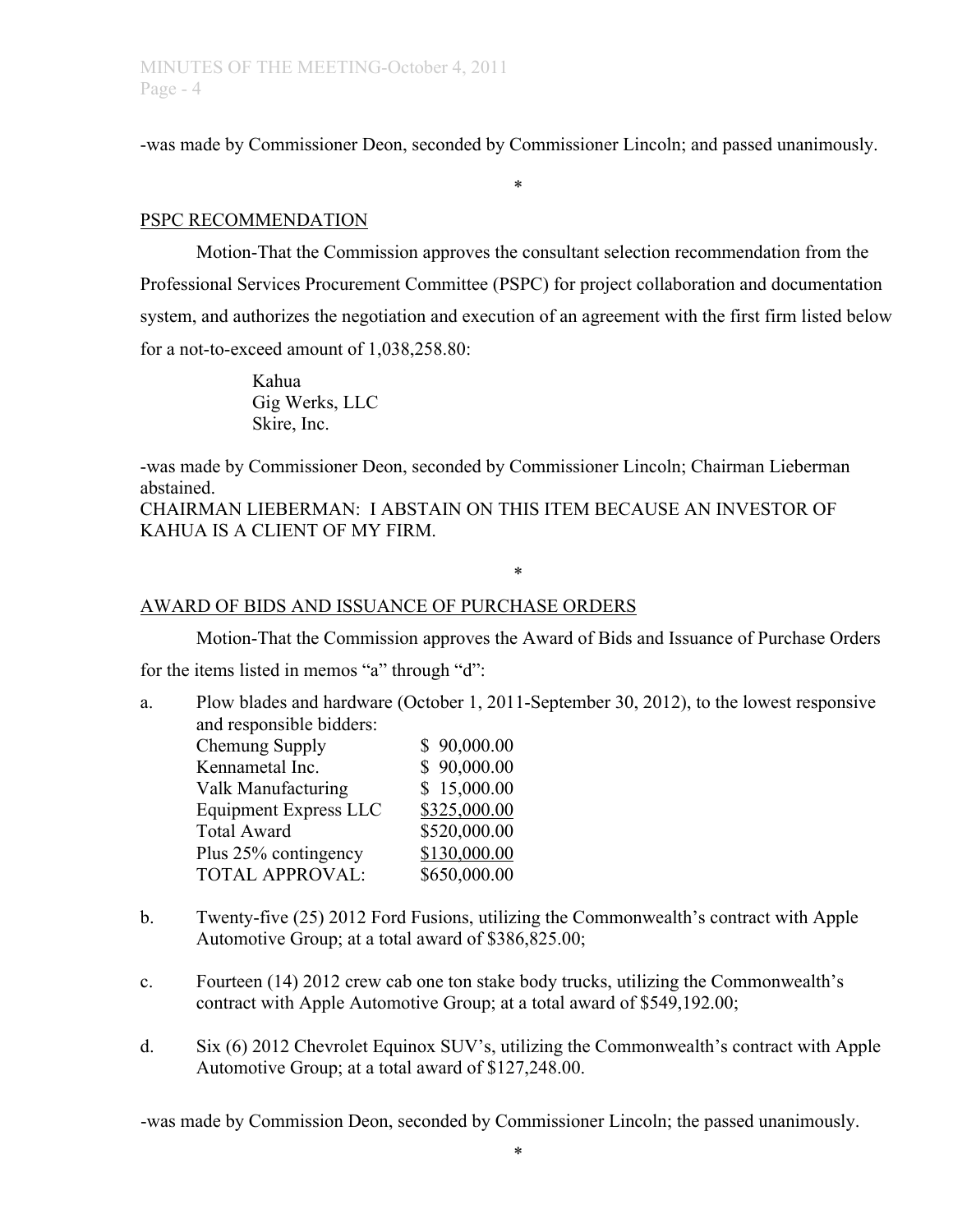-was made by Commissioner Deon, seconded by Commissioner Lincoln; and passed unanimously.

\*

## PSPC RECOMMENDATION

Motion-That the Commission approves the consultant selection recommendation from the Professional Services Procurement Committee (PSPC) for project collaboration and documentation system, and authorizes the negotiation and execution of an agreement with the first firm listed below for a not-to-exceed amount of 1,038,258.80:

> Kahua
> Gig Werks, LLC
> Skire, Inc.

-was made by Commissioner Deon, seconded by Commissioner Lincoln; Chairman Lieberman abstained.

CHAIRMAN LIEBERMAN: I ABSTAIN ON THIS ITEM BECAUSE AN INVESTOR OF KAHUA IS A CLIENT OF MY FIRM.

\*

## AWARD OF BIDS AND ISSUANCE OF PURCHASE ORDERS

Motion-That the Commission approves the Award of Bids and Issuance of Purchase Orders for the items listed in memos "a" through "d":

a. Plow blades and hardware (October 1, 2011-September 30, 2012), to the lowest responsive and responsible bidders:

| | |
|---|---|
| Chemung Supply | \$ 90,000.00 |
| Kennametal Inc. | \$ 90,000.00 |
| Valk Manufacturing | \$ 15,000.00 |
| Equipment Express LLC | \$325,000.00 |
| Total Award | \$520,000.00 |
| Plus 25% contingency | \$130,000.00 |
| TOTAL APPROVAL: | \$650,000.00 |

b. Twenty-five (25) 2012 Ford Fusions, utilizing the Commonwealth's contract with Apple Automotive Group; at a total award of \$386,825.00;

c. Fourteen (14) 2012 crew cab one ton stake body trucks, utilizing the Commonwealth's contract with Apple Automotive Group; at a total award of \$549,192.00;

d. Six (6) 2012 Chevrolet Equinox SUV's, utilizing the Commonwealth's contract with Apple Automotive Group; at a total award of \$127,248.00.

-was made by Commission Deon, seconded by Commissioner Lincoln; the passed unanimously.

\*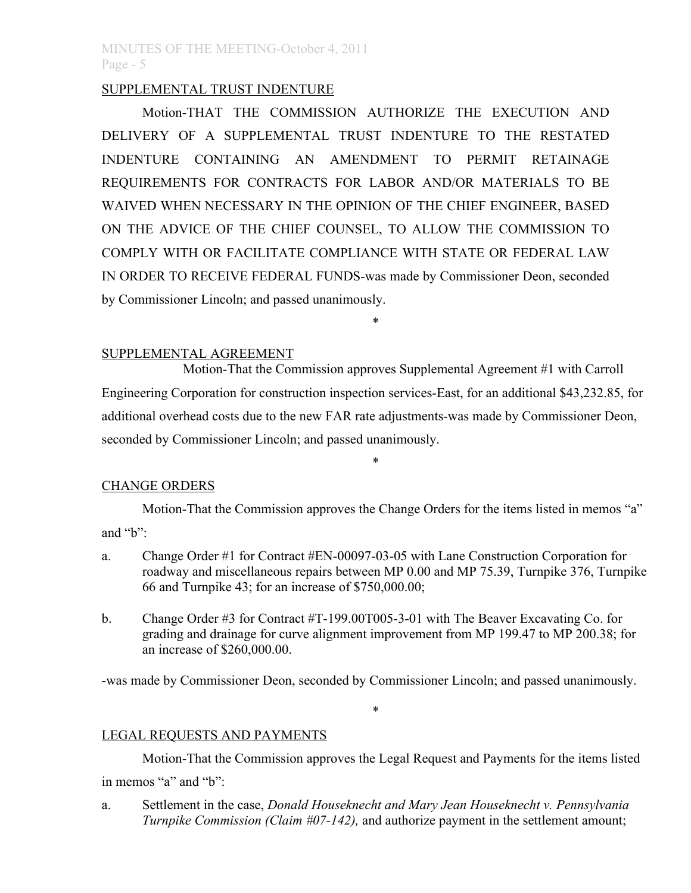SUPPLEMENTAL TRUST INDENTURE

Motion-THAT THE COMMISSION AUTHORIZE THE EXECUTION AND DELIVERY OF A SUPPLEMENTAL TRUST INDENTURE TO THE RESTATED INDENTURE CONTAINING AN AMENDMENT TO PERMIT RETAINAGE REQUIREMENTS FOR CONTRACTS FOR LABOR AND/OR MATERIALS TO BE WAIVED WHEN NECESSARY IN THE OPINION OF THE CHIEF ENGINEER, BASED ON THE ADVICE OF THE CHIEF COUNSEL, TO ALLOW THE COMMISSION TO COMPLY WITH OR FACILITATE COMPLIANCE WITH STATE OR FEDERAL LAW IN ORDER TO RECEIVE FEDERAL FUNDS-was made by Commissioner Deon, seconded by Commissioner Lincoln; and passed unanimously.

*

SUPPLEMENTAL AGREEMENT

Motion-That the Commission approves Supplemental Agreement #1 with Carroll Engineering Corporation for construction inspection services-East, for an additional $43,232.85, for additional overhead costs due to the new FAR rate adjustments-was made by Commissioner Deon, seconded by Commissioner Lincoln; and passed unanimously.

*

CHANGE ORDERS

Motion-That the Commission approves the Change Orders for the items listed in memos "a" and "b":

a. Change Order #1 for Contract #EN-00097-03-05 with Lane Construction Corporation for roadway and miscellaneous repairs between MP 0.00 and MP 75.39, Turnpike 376, Turnpike 66 and Turnpike 43; for an increase of $750,000.00;

b. Change Order #3 for Contract #T-199.00T005-3-01 with The Beaver Excavating Co. for grading and drainage for curve alignment improvement from MP 199.47 to MP 200.38; for an increase of $260,000.00.

-was made by Commissioner Deon, seconded by Commissioner Lincoln; and passed unanimously.

*

LEGAL REQUESTS AND PAYMENTS

Motion-That the Commission approves the Legal Request and Payments for the items listed in memos "a" and "b":

a. Settlement in the case, *Donald Houseknecht and Mary Jean Houseknecht v. Pennsylvania Turnpike Commission (Claim #07-142),* and authorize payment in the settlement amount;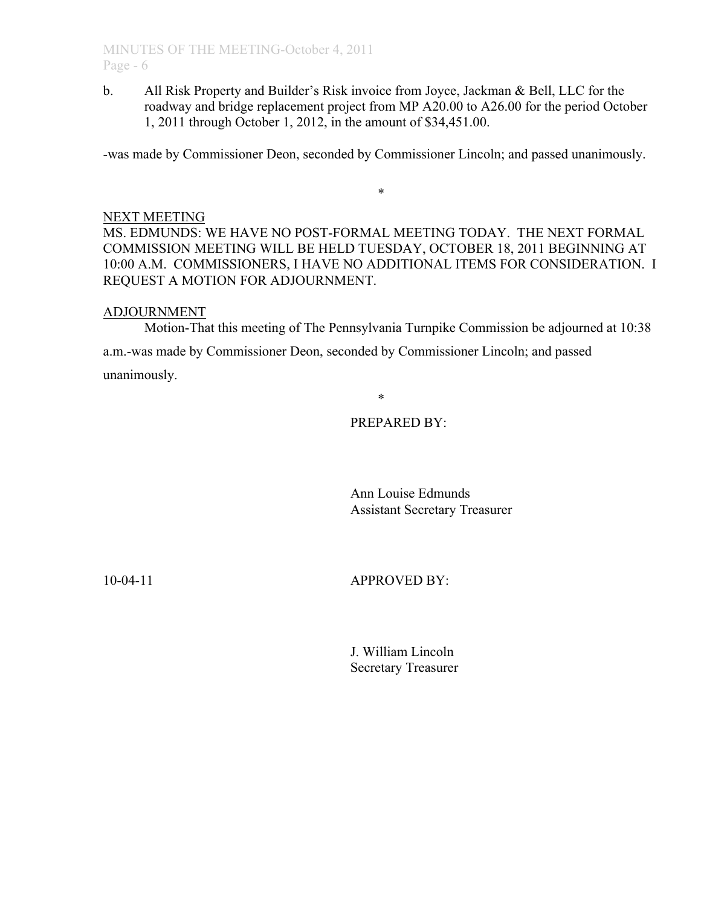b. All Risk Property and Builder's Risk invoice from Joyce, Jackman & Bell, LLC for the roadway and bridge replacement project from MP A20.00 to A26.00 for the period October 1, 2011 through October 1, 2012, in the amount of $34,451.00.

-was made by Commissioner Deon, seconded by Commissioner Lincoln; and passed unanimously.

*

NEXT MEETING

MS. EDMUNDS: WE HAVE NO POST-FORMAL MEETING TODAY. THE NEXT FORMAL COMMISSION MEETING WILL BE HELD TUESDAY, OCTOBER 18, 2011 BEGINNING AT 10:00 A.M. COMMISSIONERS, I HAVE NO ADDITIONAL ITEMS FOR CONSIDERATION. I REQUEST A MOTION FOR ADJOURNMENT.

ADJOURNMENT

Motion-That this meeting of The Pennsylvania Turnpike Commission be adjourned at 10:38 a.m.-was made by Commissioner Deon, seconded by Commissioner Lincoln; and passed unanimously.

*

PREPARED BY:

Ann Louise Edmunds
Assistant Secretary Treasurer

10-04-11

APPROVED BY:

J. William Lincoln
Secretary Treasurer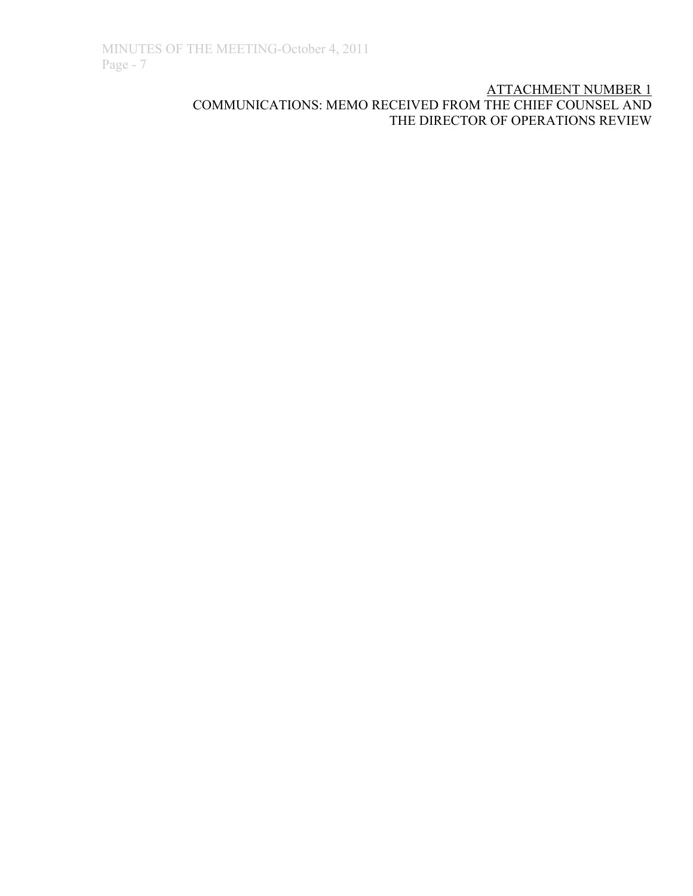<u>ATTACHMENT NUMBER 1</u>

COMMUNICATIONS: MEMO RECEIVED FROM THE CHIEF COUNSEL AND THE DIRECTOR OF OPERATIONS REVIEW